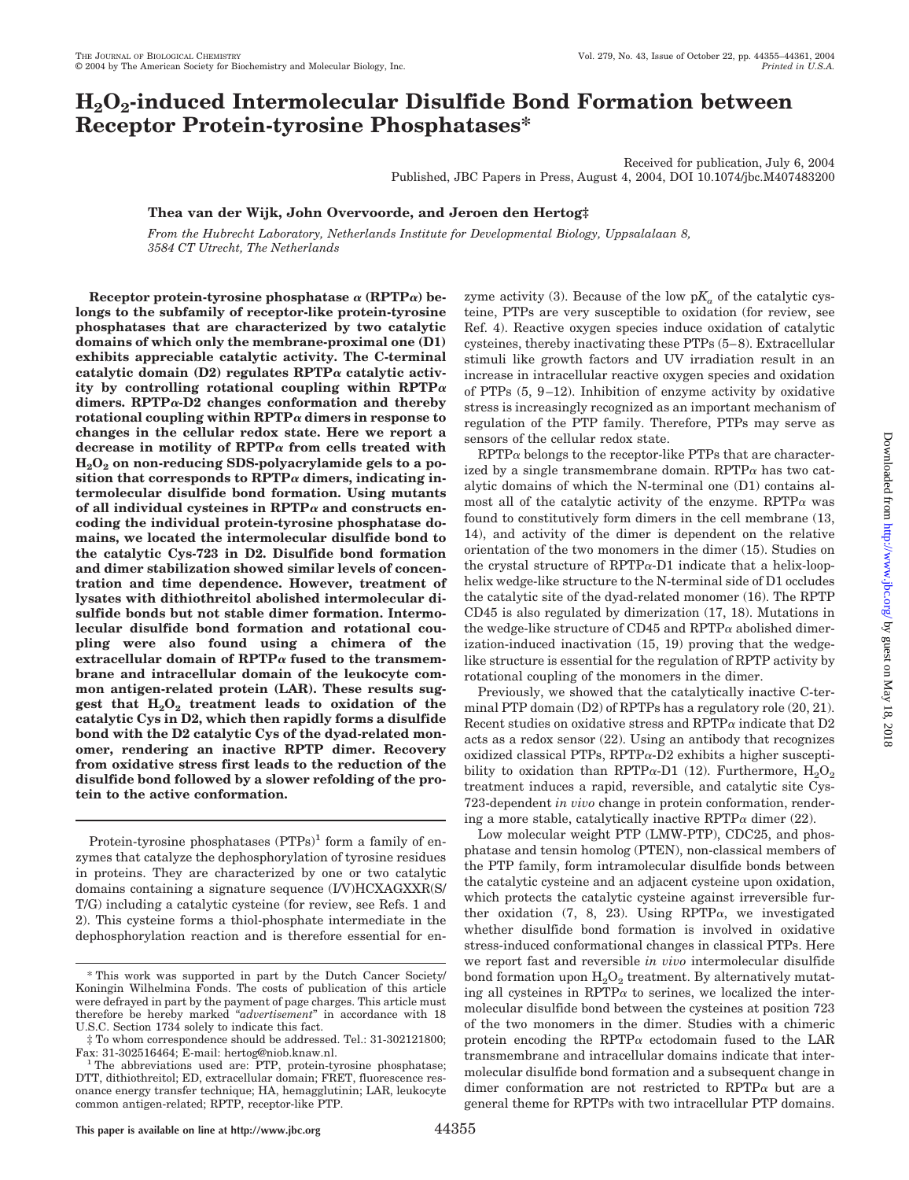# $H_2O_2$-induced Intermolecular Disulfide Bond Formation between Receptor Protein-tyrosine Phosphatases*

Received for publication, July 6, 2004
Published, JBC Papers in Press, August 4, 2004, DOI 10.1074/jbc.M407483200

**Thea van der Wijk, John Overvoorde, and Jeroen den Hertog‡**

*From the Hubrecht Laboratory, Netherlands Institute for Developmental Biology, Uppsalalaan 8, 3584 CT Utrecht, The Netherlands*

**Receptor protein-tyrosine phosphatase α (RPTPα) belongs to the subfamily of receptor-like protein-tyrosine phosphatases that are characterized by two catalytic domains of which only the membrane-proximal one (D1) exhibits appreciable catalytic activity. The C-terminal catalytic domain (D2) regulates RPTPα catalytic activity by controlling rotational coupling within RPTPα dimers. RPTPα-D2 changes conformation and thereby rotational coupling within RPTPα dimers in response to changes in the cellular redox state. Here we report a decrease in motility of RPTPα from cells treated with $H_2O_2$ on non-reducing SDS-polyacrylamide gels to a position that corresponds to RPTPα dimers, indicating intermolecular disulfide bond formation. Using mutants of all individual cysteines in RPTPα and constructs encoding the individual protein-tyrosine phosphatase domains, we located the intermolecular disulfide bond to the catalytic Cys-723 in D2. Disulfide bond formation and dimer stabilization showed similar levels of concentration and time dependence. However, treatment of lysates with dithiothreitol abolished intermolecular disulfide bonds but not stable dimer formation. Intermolecular disulfide bond formation and rotational coupling were also found using a chimera of the extracellular domain of RPTPα fused to the transmembrane and intracellular domain of the leukocyte common antigen-related protein (LAR). These results suggest that $H_2O_2$ treatment leads to oxidation of the catalytic Cys in D2, which then rapidly forms a disulfide bond with the D2 catalytic Cys of the dyad-related monomer, rendering an inactive RPTP dimer. Recovery from oxidative stress first leads to the reduction of the disulfide bond followed by a slower refolding of the protein to the active conformation.**

Protein-tyrosine phosphatases (PTPs)[1] form a family of enzymes that catalyze the dephosphorylation of tyrosine residues in proteins. They are characterized by one or two catalytic domains containing a signature sequence (I/V)HCXAGXXR(S/T/G) including a catalytic cysteine (for review, see Refs. 1 and 2). This cysteine forms a thiol-phosphate intermediate in the dephosphorylation reaction and is therefore essential for enzyme activity (3). Because of the low $pK_a$ of the catalytic cysteine, PTPs are very susceptible to oxidation (for review, see Ref. 4). Reactive oxygen species induce oxidation of catalytic cysteines, thereby inactivating these PTPs (5–8). Extracellular stimuli like growth factors and UV irradiation result in an increase in intracellular reactive oxygen species and oxidation of PTPs (5, 9–12). Inhibition of enzyme activity by oxidative stress is increasingly recognized as an important mechanism of regulation of the PTP family. Therefore, PTPs may serve as sensors of the cellular redox state.

RPTPα belongs to the receptor-like PTPs that are characterized by a single transmembrane domain. RPTPα has two catalytic domains of which the N-terminal one (D1) contains almost all of the catalytic activity of the enzyme. RPTPα was found to constitutively form dimers in the cell membrane (13, 14), and activity of the dimer is dependent on the relative orientation of the two monomers in the dimer (15). Studies on the crystal structure of RPTPα-D1 indicate that a helix-loop-helix wedge-like structure to the N-terminal side of D1 occludes the catalytic site of the dyad-related monomer (16). The RPTP CD45 is also regulated by dimerization (17, 18). Mutations in the wedge-like structure of CD45 and RPTPα abolished dimerization-induced inactivation (15, 19) proving that the wedge-like structure is essential for the regulation of RPTP activity by rotational coupling of the monomers in the dimer.

Previously, we showed that the catalytically inactive C-terminal PTP domain (D2) of RPTPs has a regulatory role (20, 21). Recent studies on oxidative stress and RPTPα indicate that D2 acts as a redox sensor (22). Using an antibody that recognizes oxidized classical PTPs, RPTPα-D2 exhibits a higher susceptibility to oxidation than RPTPα-D1 (12). Furthermore, $H_2O_2$ treatment induces a rapid, reversible, and catalytic site Cys-723-dependent *in vivo* change in protein conformation, rendering a more stable, catalytically inactive RPTPα dimer (22).

Low molecular weight PTP (LMW-PTP), CDC25, and phosphatase and tensin homolog (PTEN), non-classical members of the PTP family, form intramolecular disulfide bonds between the catalytic cysteine and an adjacent cysteine upon oxidation, which protects the catalytic cysteine against irreversible further oxidation (7, 8, 23). Using RPTPα, we investigated whether disulfide bond formation is involved in oxidative stress-induced conformational changes in classical PTPs. Here we report fast and reversible *in vivo* intermolecular disulfide bond formation upon $H_2O_2$ treatment. By alternatively mutating all cysteines in RPTPα to serines, we localized the intermolecular disulfide bond between the cysteines at position 723 of the two monomers in the dimer. Studies with a chimeric protein encoding the RPTPα ectodomain fused to the LAR transmembrane and intracellular domains indicate that intermolecular disulfide bond formation and a subsequent change in dimer conformation are not restricted to RPTPα but are a general theme for RPTPs with two intracellular PTP domains.

---

\* This work was supported in part by the Dutch Cancer Society/Koningin Wilhelmina Fonds. The costs of publication of this article were defrayed in part by the payment of page charges. This article must therefore be hereby marked "*advertisement*" in accordance with 18 U.S.C. Section 1734 solely to indicate this fact.

‡ To whom correspondence should be addressed. Tel.: 31-302121800; Fax: 31-302516464; E-mail: hertog@niob.knaw.nl.

[1] The abbreviations used are: PTP, protein-tyrosine phosphatase; DTT, dithiothreitol; ED, extracellular domain; FRET, fluorescence resonance energy transfer technique; HA, hemagglutinin; LAR, leukocyte common antigen-related; RPTP, receptor-like PTP.

This paper is available on line at http://www.jbc.org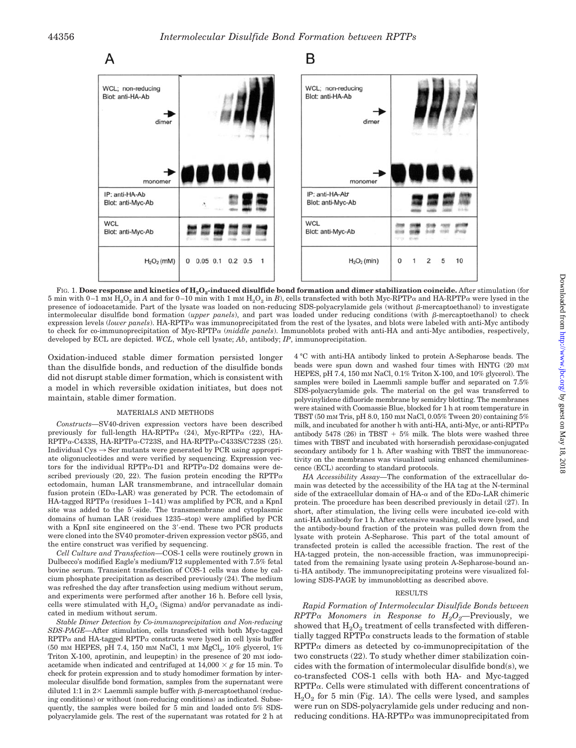FIG. 1. **Dose response and kinetics of $H_2O_2$-induced disulfide bond formation and dimer stabilization coincide.** After stimulation (for 5 min with 0–1 mM $H_2O_2$ in *A* and for 0–10 min with 1 mM $H_2O_2$ in *B*), cells transfected with both Myc-RPTPα and HA-RPTPα were lysed in the presence of iodoacetamide. Part of the lysate was loaded on non-reducing SDS-polyacrylamide gels (without β-mercaptoethanol) to investigate intermolecular disulfide bond formation (*upper panels*), and part was loaded under reducing conditions (with β-mercaptoethanol) to check expression levels (*lower panels*). HA-RPTPα was immunoprecipitated from the rest of the lysates, and blots were labeled with anti-Myc antibody to check for co-immunoprecipitation of Myc-RPTPα (*middle panels*). Immunoblots probed with anti-HA and anti-Myc antibodies, respectively, developed by ECL are depicted. *WCL*, whole cell lysate; *Ab*, antibody; *IP*, immunoprecipitation.

Oxidation-induced stable dimer formation persisted longer than the disulfide bonds, and reduction of the disulfide bonds did not disrupt stable dimer formation, which is consistent with a model in which reversible oxidation initiates, but does not maintain, stable dimer formation.

## MATERIALS AND METHODS

*Constructs*—SV40-driven expression vectors have been described previously for full-length HA-RPTPα (24), Myc-RPTPα (22), HA-RPTPα-C433S, HA-RPTPα-C723S, and HA-RPTPα-C433S/C723S (25). Individual Cys → Ser mutants were generated by PCR using appropriate oligonucleotides and were verified by sequencing. Expression vectors for the individual RPTPα-D1 and RPTPα-D2 domains were described previously (20, 22). The fusion protein encoding the RPTPα ectodomain, human LAR transmembrane, and intracellular domain fusion protein (EDα-LAR) was generated by PCR. The ectodomain of HA-tagged RPTPα (residues 1–141) was amplified by PCR, and a KpnI site was added to the 5′-side. The transmembrane and cytoplasmic domains of human LAR (residues 1235–stop) were amplified by PCR with a KpnI site engineered on the 3′-end. These two PCR products were cloned into the SV40 promoter-driven expression vector pSG5, and the entire construct was verified by sequencing.

*Cell Culture and Transfection*—COS-1 cells were routinely grown in Dulbecco's modified Eagle's medium/F12 supplemented with 7.5% fetal bovine serum. Transient transfection of COS-1 cells was done by calcium phosphate precipitation as described previously (24). The medium was refreshed the day after transfection using medium without serum, and experiments were performed after another 16 h. Before cell lysis, cells were stimulated with $H_2O_2$ (Sigma) and/or pervanadate as indicated in medium without serum.

*Stable Dimer Detection by Co-immunoprecipitation and Non-reducing SDS-PAGE*—After stimulation, cells transfected with both Myc-tagged RPTPα and HA-tagged RPTPα constructs were lysed in cell lysis buffer (50 mM HEPES, pH 7.4, 150 mM NaCl, 1 mM $MgCl_2$, 10% glycerol, 1% Triton X-100, aprotinin, and leupeptin) in the presence of 20 mM iodoacetamide when indicated and centrifuged at 14,000 × *g* for 15 min. To check for protein expression and to study homodimer formation by intermolecular disulfide bond formation, samples from the supernatant were diluted 1:1 in 2× Laemmli sample buffer with β-mercaptoethanol (reducing conditions) or without (non-reducing conditions) as indicated. Subsequently, the samples were boiled for 5 min and loaded onto 5% SDS-polyacrylamide gels. The rest of the supernatant was rotated for 2 h at 4 °C with anti-HA antibody linked to protein A-Sepharose beads. The beads were spun down and washed four times with HNTG (20 mM HEPES, pH 7.4, 150 mM NaCl, 0.1% Triton X-100, and 10% glycerol). The samples were boiled in Laemmli sample buffer and separated on 7.5% SDS-polyacrylamide gels. The material on the gel was transferred to polyvinylidene difluoride membrane by semidry blotting. The membranes were stained with Coomassie Blue, blocked for 1 h at room temperature in TBST (50 mM Tris, pH 8.0, 150 mM NaCl, 0.05% Tween 20) containing 5% milk, and incubated for another h with anti-HA, anti-Myc, or anti-RPTPα antibody 5478 (26) in TBST + 5% milk. The blots were washed three times with TBST and incubated with horseradish peroxidase-conjugated secondary antibody for 1 h. After washing with TBST the immunoreactivity on the membranes was visualized using enhanced chemiluminescence (ECL) according to standard protocols.

*HA Accessibility Assay*—The conformation of the extracellular domain was detected by the accessibility of the HA tag at the N-terminal side of the extracellular domain of HA-α and of the EDα-LAR chimeric protein. The procedure has been described previously in detail (27). In short, after stimulation, the living cells were incubated ice-cold with anti-HA antibody for 1 h. After extensive washing, cells were lysed, and the antibody-bound fraction of the protein was pulled down from the lysate with protein A-Sepharose. This part of the total amount of transfected protein is called the accessible fraction. The rest of the HA-tagged protein, the non-accessible fraction, was immunoprecipitated from the remaining lysate using protein A-Sepharose-bound anti-HA antibody. The immunoprecipitating proteins were visualized following SDS-PAGE by immunoblotting as described above.

## RESULTS

*Rapid Formation of Intermolecular Disulfide Bonds between RPTPα Monomers in Response to $H_2O_2$*—Previously, we showed that $H_2O_2$ treatment of cells transfected with differentially tagged RPTPα constructs leads to the formation of stable RPTPα dimers as detected by co-immunoprecipitation of the two constructs (22). To study whether dimer stabilization coincides with the formation of intermolecular disulfide bond(s), we co-transfected COS-1 cells with both HA- and Myc-tagged RPTPα. Cells were stimulated with different concentrations of $H_2O_2$ for 5 min (Fig. 1*A*). The cells were lysed, and samples were run on SDS-polyacrylamide gels under reducing and non-reducing conditions. HA-RPTPα was immunoprecipitated from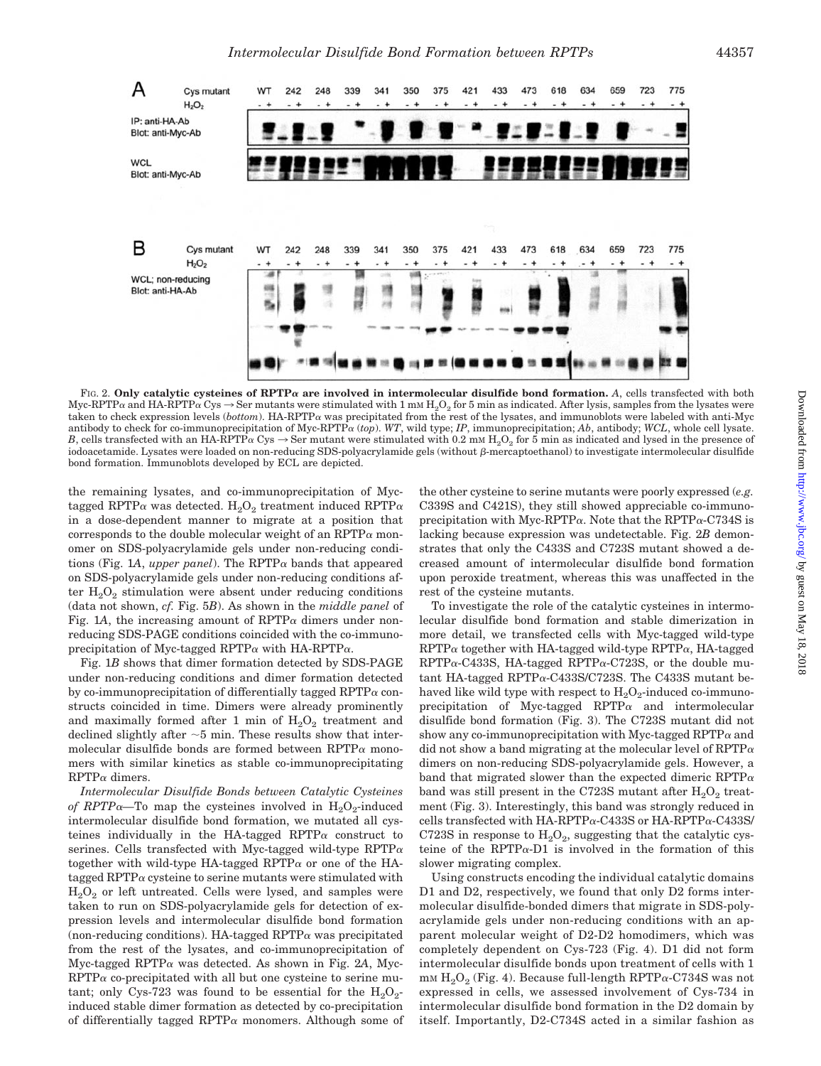FIG. 2. **Only catalytic cysteines of RPTPα are involved in intermolecular disulfide bond formation.** *A*, cells transfected with both Myc-RPTPα and HA-RPTPα Cys → Ser mutants were stimulated with 1 mM $H_2O_2$ for 5 min as indicated. After lysis, samples from the lysates were taken to check expression levels (*bottom*). HA-RPTPα was precipitated from the rest of the lysates, and immunoblots were labeled with anti-Myc antibody to check for co-immunoprecipitation of Myc-RPTPα (*top*). *WT*, wild type; *IP*, immunoprecipitation; *Ab*, antibody; *WCL*, whole cell lysate. *B*, cells transfected with an HA-RPTPα Cys → Ser mutant were stimulated with 0.2 mM $H_2O_2$ for 5 min as indicated and lysed in the presence of iodoacetamide. Lysates were loaded on non-reducing SDS-polyacrylamide gels (without β-mercaptoethanol) to investigate intermolecular disulfide bond formation. Immunoblots developed by ECL are depicted.

the remaining lysates, and co-immunoprecipitation of Myc-tagged RPTPα was detected. $H_2O_2$ treatment induced RPTPα in a dose-dependent manner to migrate at a position that corresponds to the double molecular weight of an RPTPα monomer on SDS-polyacrylamide gels under non-reducing conditions (Fig. 1*A*, *upper panel*). The RPTPα bands that appeared on SDS-polyacrylamide gels under non-reducing conditions after $H_2O_2$ stimulation were absent under reducing conditions (data not shown, *cf.* Fig. 5*B*). As shown in the *middle panel* of Fig. 1*A*, the increasing amount of RPTPα dimers under non-reducing SDS-PAGE conditions coincided with the co-immunoprecipitation of Myc-tagged RPTPα with HA-RPTPα.

Fig. 1*B* shows that dimer formation detected by SDS-PAGE under non-reducing conditions and dimer formation detected by co-immunoprecipitation of differentially tagged RPTPα constructs coincided in time. Dimers were already prominently and maximally formed after 1 min of $H_2O_2$ treatment and declined slightly after ~5 min. These results show that intermolecular disulfide bonds are formed between RPTPα monomers with similar kinetics as stable co-immunoprecipitating RPTPα dimers.

*Intermolecular Disulfide Bonds between Catalytic Cysteines of RPTPα*—To map the cysteines involved in $H_2O_2$-induced intermolecular disulfide bond formation, we mutated all cysteines individually in the HA-tagged RPTPα construct to serines. Cells transfected with Myc-tagged wild-type RPTPα together with wild-type HA-tagged RPTPα or one of the HA-tagged RPTPα cysteine to serine mutants were stimulated with $H_2O_2$ or left untreated. Cells were lysed, and samples were taken to run on SDS-polyacrylamide gels for detection of expression levels and intermolecular disulfide bond formation (non-reducing conditions). HA-tagged RPTPα was precipitated from the rest of the lysates, and co-immunoprecipitation of Myc-tagged RPTPα was detected. As shown in Fig. 2*A*, Myc-RPTPα co-precipitated with all but one cysteine to serine mutant; only Cys-723 was found to be essential for the $H_2O_2$-induced stable dimer formation as detected by co-precipitation of differentially tagged RPTPα monomers. Although some of the other cysteine to serine mutants were poorly expressed (*e.g.* C339S and C421S), they still showed appreciable co-immunoprecipitation with Myc-RPTPα. Note that the RPTPα-C734S is lacking because expression was undetectable. Fig. 2*B* demonstrates that only the C433S and C723S mutant showed a decreased amount of intermolecular disulfide bond formation upon peroxide treatment, whereas this was unaffected in the rest of the cysteine mutants.

To investigate the role of the catalytic cysteines in intermolecular disulfide bond formation and stable dimerization in more detail, we transfected cells with Myc-tagged wild-type RPTPα together with HA-tagged wild-type RPTPα, HA-tagged RPTPα-C433S, HA-tagged RPTPα-C723S, or the double mutant HA-tagged RPTPα-C433S/C723S. The C433S mutant behaved like wild type with respect to $H_2O_2$-induced co-immunoprecipitation of Myc-tagged RPTPα and intermolecular disulfide bond formation (Fig. 3). The C723S mutant did not show any co-immunoprecipitation with Myc-tagged RPTPα and did not show a band migrating at the molecular level of RPTPα dimers on non-reducing SDS-polyacrylamide gels. However, a band that migrated slower than the expected dimeric RPTPα band was still present in the C723S mutant after $H_2O_2$ treatment (Fig. 3). Interestingly, this band was strongly reduced in cells transfected with HA-RPTPα-C433S or HA-RPTPα-C433S/C723S in response to $H_2O_2$, suggesting that the catalytic cysteine of the RPTPα-D1 is involved in the formation of this slower migrating complex.

Using constructs encoding the individual catalytic domains D1 and D2, respectively, we found that only D2 forms intermolecular disulfide-bonded dimers that migrate in SDS-polyacrylamide gels under non-reducing conditions with an apparent molecular weight of D2-D2 homodimers, which was completely dependent on Cys-723 (Fig. 4). D1 did not form intermolecular disulfide bonds upon treatment of cells with 1 mM $H_2O_2$ (Fig. 4). Because full-length RPTPα-C734S was not expressed in cells, we assessed involvement of Cys-734 in intermolecular disulfide bond formation in the D2 domain by itself. Importantly, D2-C734S acted in a similar fashion as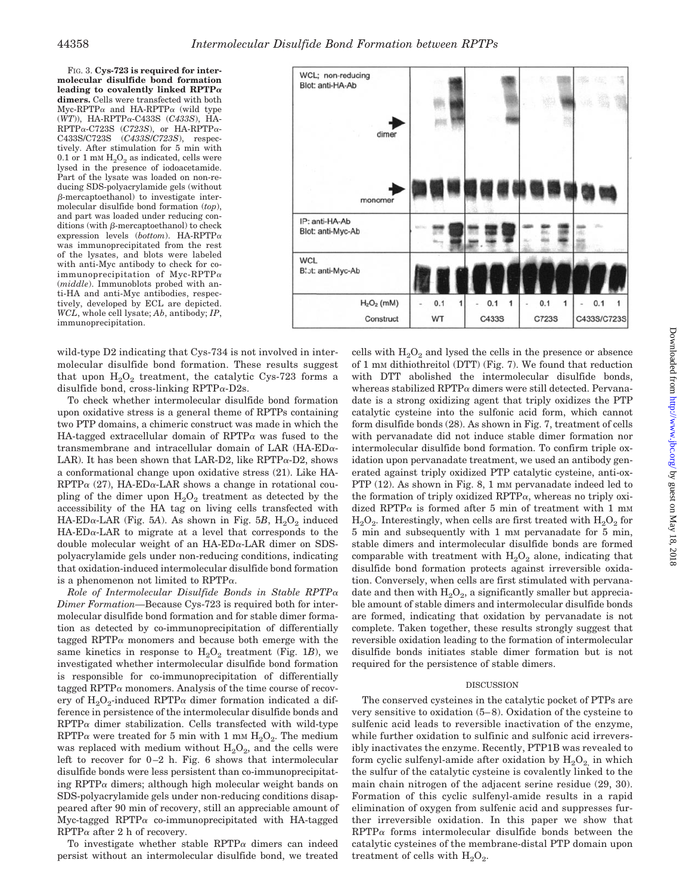FIG. 3. **Cys-723 is required for intermolecular disulfide bond formation leading to covalently linked RPTPα dimers.** Cells were transfected with both Myc-RPTPα and HA-RPTPα (wild type (*WT*)), HA-RPTPα-C433S (*C433S*), HA-RPTPα-C723S (*C723S*), or HA-RPTPα-C433S/C723S (*C433S/C723S*), respectively. After stimulation for 5 min with 0.1 or 1 mM $H_2O_2$ as indicated, cells were lysed in the presence of iodoacetamide. Part of the lysate was loaded on non-reducing SDS-polyacrylamide gels (without β-mercaptoethanol) to investigate intermolecular disulfide bond formation (*top*), and part was loaded under reducing conditions (with β-mercaptoethanol) to check expression levels (*bottom*). HA-RPTPα was immunoprecipitated from the rest of the lysates, and blots were labeled with anti-Myc antibody to check for co-immunoprecipitation of Myc-RPTPα (*middle*). Immunoblots probed with anti-HA and anti-Myc antibodies, respectively, developed by ECL are depicted. *WCL*, whole cell lysate; *Ab*, antibody; *IP*, immunoprecipitation.

wild-type D2 indicating that Cys-734 is not involved in intermolecular disulfide bond formation. These results suggest that upon $H_2O_2$ treatment, the catalytic Cys-723 forms a disulfide bond, cross-linking RPTPα-D2s.

To check whether intermolecular disulfide bond formation upon oxidative stress is a general theme of RPTPs containing two PTP domains, a chimeric construct was made in which the HA-tagged extracellular domain of RPTPα was fused to the transmembrane and intracellular domain of LAR (HA-EDα-LAR). It has been shown that LAR-D2, like RPTPα-D2, shows a conformational change upon oxidative stress (21). Like HA-RPTPα (27), HA-EDα-LAR shows a change in rotational coupling of the dimer upon $H_2O_2$ treatment as detected by the accessibility of the HA tag on living cells transfected with HA-EDα-LAR (Fig. 5*A*). As shown in Fig. 5*B*, $H_2O_2$ induced HA-EDα-LAR to migrate at a level that corresponds to the double molecular weight of an HA-EDα-LAR dimer on SDS-polyacrylamide gels under non-reducing conditions, indicating that oxidation-induced intermolecular disulfide bond formation is a phenomenon not limited to RPTPα.

*Role of Intermolecular Disulfide Bonds in Stable RPTPα Dimer Formation*—Because Cys-723 is required both for intermolecular disulfide bond formation and for stable dimer formation as detected by co-immunoprecipitation of differentially tagged RPTPα monomers and because both emerge with the same kinetics in response to $H_2O_2$ treatment (Fig. 1*B*), we investigated whether intermolecular disulfide bond formation is responsible for co-immunoprecipitation of differentially tagged RPTPα monomers. Analysis of the time course of recovery of $H_2O_2$-induced RPTPα dimer formation indicated a difference in persistence of the intermolecular disulfide bonds and RPTPα dimer stabilization. Cells transfected with wild-type RPTPα were treated for 5 min with 1 mM $H_2O_2$. The medium was replaced with medium without $H_2O_2$, and the cells were left to recover for 0–2 h. Fig. 6 shows that intermolecular disulfide bonds were less persistent than co-immunoprecipitating RPTPα dimers; although high molecular weight bands on SDS-polyacrylamide gels under non-reducing conditions disappeared after 90 min of recovery, still an appreciable amount of Myc-tagged RPTPα co-immunoprecipitated with HA-tagged RPTPα after 2 h of recovery.

To investigate whether stable RPTPα dimers can indeed persist without an intermolecular disulfide bond, we treated cells with $H_2O_2$ and lysed the cells in the presence or absence of 1 mM dithiothreitol (DTT) (Fig. 7). We found that reduction with DTT abolished the intermolecular disulfide bonds, whereas stabilized RPTPα dimers were still detected. Pervanadate is a strong oxidizing agent that triply oxidizes the PTP catalytic cysteine into the sulfonic acid form, which cannot form disulfide bonds (28). As shown in Fig. 7, treatment of cells with pervanadate did not induce stable dimer formation nor intermolecular disulfide bond formation. To confirm triple oxidation upon pervanadate treatment, we used an antibody generated against triply oxidized PTP catalytic cysteine, anti-ox-PTP (12). As shown in Fig. 8, 1 mM pervanadate indeed led to the formation of triply oxidized RPTPα, whereas no triply oxidized RPTPα is formed after 5 min of treatment with 1 mM $H_2O_2$. Interestingly, when cells are first treated with $H_2O_2$ for 5 min and subsequently with 1 mM pervanadate for 5 min, stable dimers and intermolecular disulfide bonds are formed comparable with treatment with $H_2O_2$ alone, indicating that disulfide bond formation protects against irreversible oxidation. Conversely, when cells are first stimulated with pervanadate and then with $H_2O_2$, a significantly smaller but appreciable amount of stable dimers and intermolecular disulfide bonds are formed, indicating that oxidation by pervanadate is not complete. Taken together, these results strongly suggest that reversible oxidation leading to the formation of intermolecular disulfide bonds initiates stable dimer formation but is not required for the persistence of stable dimers.

## DISCUSSION

The conserved cysteines in the catalytic pocket of PTPs are very sensitive to oxidation (5–8). Oxidation of the cysteine to sulfenic acid leads to reversible inactivation of the enzyme, while further oxidation to sulfinic and sulfonic acid irreversibly inactivates the enzyme. Recently, PTP1B was revealed to form cyclic sulfenyl-amide after oxidation by $H_2O_2$, in which the sulfur of the catalytic cysteine is covalently linked to the main chain nitrogen of the adjacent serine residue (29, 30). Formation of this cyclic sulfenyl-amide results in a rapid elimination of oxygen from sulfenic acid and suppresses further irreversible oxidation. In this paper we show that RPTPα forms intermolecular disulfide bonds between the catalytic cysteines of the membrane-distal PTP domain upon treatment of cells with $H_2O_2$.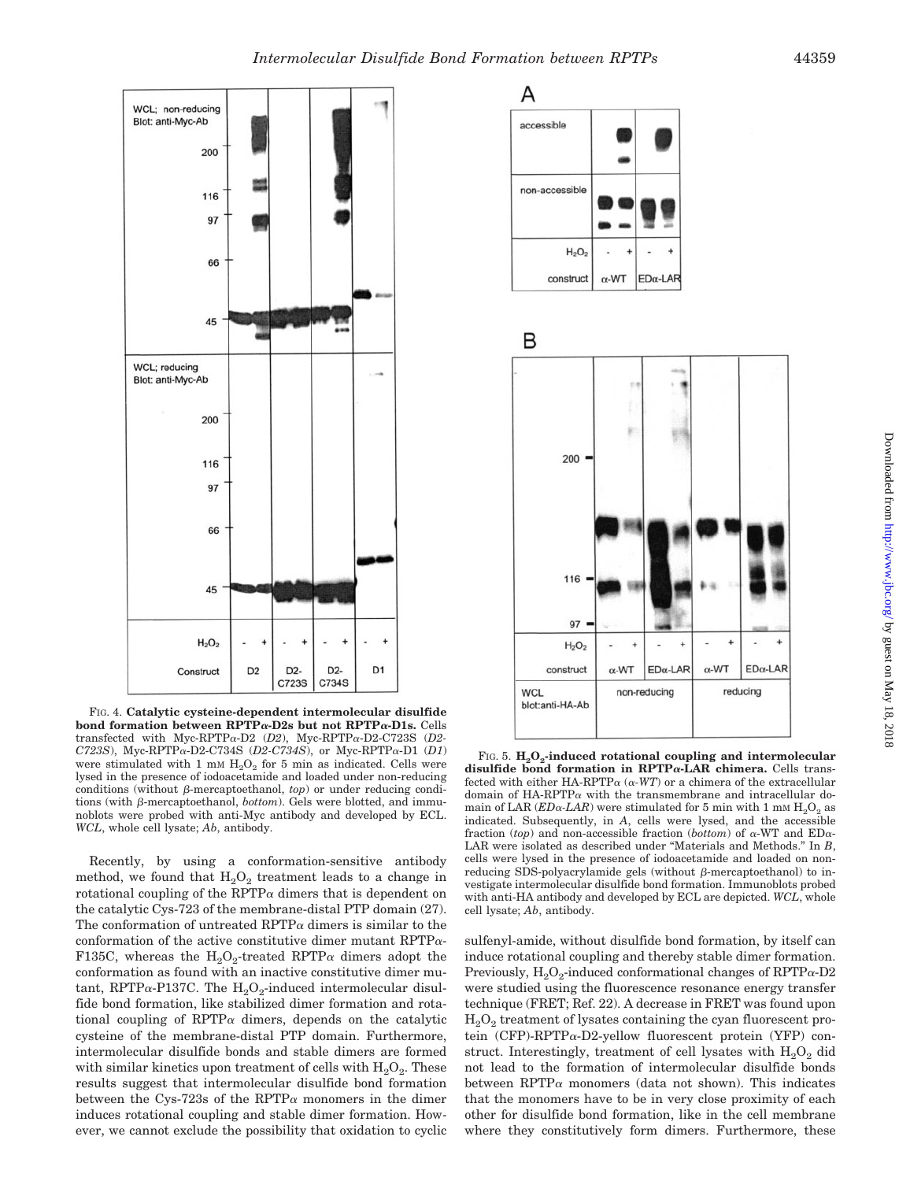FIG. 4. **Catalytic cysteine-dependent intermolecular disulfide bond formation between RPTPα-D2s but not RPTPα-D1s.** Cells transfected with Myc-RPTPα-D2 (*D2*), Myc-RPTPα-D2-C723S (*D2-C723S*), Myc-RPTPα-D2-C734S (*D2-C734S*), or Myc-RPTPα-D1 (*D1*) were stimulated with 1 mM $H_2O_2$ for 5 min as indicated. Cells were lysed in the presence of iodoacetamide and loaded under non-reducing conditions (without β-mercaptoethanol, *top*) or under reducing conditions (with β-mercaptoethanol, *bottom*). Gels were blotted, and immunoblots were probed with anti-Myc antibody and developed by ECL. *WCL*, whole cell lysate; *Ab*, antibody.

Recently, by using a conformation-sensitive antibody method, we found that $H_2O_2$ treatment leads to a change in rotational coupling of the RPTPα dimers that is dependent on the catalytic Cys-723 of the membrane-distal PTP domain (27). The conformation of untreated RPTPα dimers is similar to the conformation of the active constitutive dimer mutant RPTPα-F135C, whereas the $H_2O_2$-treated RPTPα dimers adopt the conformation as found with an inactive constitutive dimer mutant, RPTPα-P137C. The $H_2O_2$-induced intermolecular disulfide bond formation, like stabilized dimer formation and rotational coupling of RPTPα dimers, depends on the catalytic cysteine of the membrane-distal PTP domain. Furthermore, intermolecular disulfide bonds and stable dimers are formed with similar kinetics upon treatment of cells with $H_2O_2$. These results suggest that intermolecular disulfide bond formation between the Cys-723s of the RPTPα monomers in the dimer induces rotational coupling and stable dimer formation. However, we cannot exclude the possibility that oxidation to cyclic sulfenyl-amide, without disulfide bond formation, by itself can induce rotational coupling and thereby stable dimer formation. Previously, $H_2O_2$-induced conformational changes of RPTPα-D2 were studied using the fluorescence resonance energy transfer technique (FRET; Ref. 22). A decrease in FRET was found upon $H_2O_2$ treatment of lysates containing the cyan fluorescent protein (CFP)-RPTPα-D2-yellow fluorescent protein (YFP) construct. Interestingly, treatment of cell lysates with $H_2O_2$ did not lead to the formation of intermolecular disulfide bonds between RPTPα monomers (data not shown). This indicates that the monomers have to be in very close proximity of each other for disulfide bond formation, like in the cell membrane where they constitutively form dimers. Furthermore, these

FIG. 5. **$H_2O_2$-induced rotational coupling and intermolecular disulfide bond formation in RPTPα-LAR chimera.** Cells transfected with either HA-RPTPα (*α-WT*) or a chimera of the extracellular domain of HA-RPTPα with the transmembrane and intracellular domain of LAR (*EDα-LAR*) were stimulated for 5 min with 1 mM $H_2O_2$ as indicated. Subsequently, in *A*, cells were lysed, and the accessible fraction (*top*) and non-accessible fraction (*bottom*) of α-WT and EDα-LAR were isolated as described under "Materials and Methods." In *B*, cells were lysed in the presence of iodoacetamide and loaded on non-reducing SDS-polyacrylamide gels (without β-mercaptoethanol) to investigate intermolecular disulfide bond formation. Immunoblots probed with anti-HA antibody and developed by ECL are depicted. *WCL*, whole cell lysate; *Ab*, antibody.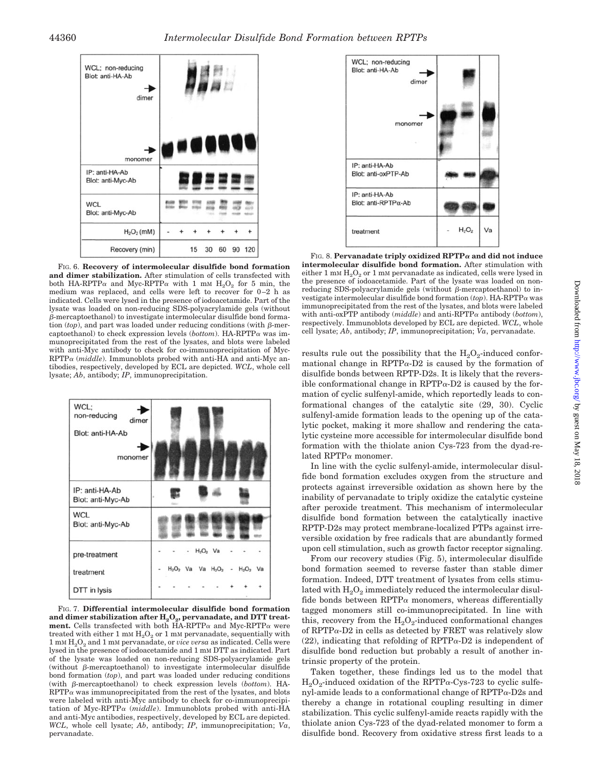FIG. 6. **Recovery of intermolecular disulfide bond formation and dimer stabilization.** After stimulation of cells transfected with both HA-RPTPα and Myc-RPTPα with 1 mM $H_2O_2$ for 5 min, the medium was replaced, and cells were left to recover for 0–2 h as indicated. Cells were lysed in the presence of iodoacetamide. Part of the lysate was loaded on non-reducing SDS-polyacrylamide gels (without β-mercaptoethanol) to investigate intermolecular disulfide bond formation (*top*), and part was loaded under reducing conditions (with β-mercaptoethanol) to check expression levels (*bottom*). HA-RPTPα was immunoprecipitated from the rest of the lysates, and blots were labeled with anti-Myc antibody to check for co-immunoprecipitation of Myc-RPTPα (*middle*). Immunoblots probed with anti-HA and anti-Myc antibodies, respectively, developed by ECL are depicted. *WCL*, whole cell lysate; *Ab*, antibody; *IP*, immunoprecipitation.

FIG. 7. **Differential intermolecular disulfide bond formation and dimer stabilization after $H_2O_2$, pervanadate, and DTT treatment.** Cells transfected with both HA-RPTPα and Myc-RPTPα were treated with either 1 mM $H_2O_2$ or 1 mM pervanadate, sequentially with 1 mM $H_2O_2$ and 1 mM pervanadate, or *vice versa* as indicated. Cells were lysed in the presence of iodoacetamide and 1 mM DTT as indicated. Part of the lysate was loaded on non-reducing SDS-polyacrylamide gels (without β-mercaptoethanol) to investigate intermolecular disulfide bond formation (*top*), and part was loaded under reducing conditions (with β-mercaptoethanol) to check expression levels (*bottom*). HA-RPTPα was immunoprecipitated from the rest of the lysates, and blots were labeled with anti-Myc antibody to check for co-immunoprecipitation of Myc-RPTPα (*middle*). Immunoblots probed with anti-HA and anti-Myc antibodies, respectively, developed by ECL are depicted. *WCL*, whole cell lysate; *Ab*, antibody; *IP*, immunoprecipitation; *Va*, pervanadate.

FIG. 8. **Pervanadate triply oxidized RPTPα and did not induce intermolecular disulfide bond formation.** After stimulation with either 1 mM $H_2O_2$ or 1 mM pervanadate as indicated, cells were lysed in the presence of iodoacetamide. Part of the lysate was loaded on non-reducing SDS-polyacrylamide gels (without β-mercaptoethanol) to investigate intermolecular disulfide bond formation (*top*). HA-RPTPα was immunoprecipitated from the rest of the lysates, and blots were labeled with anti-oxPTP antibody (*middle*) and anti-RPTPα antibody (*bottom*), respectively. Immunoblots developed by ECL are depicted. *WCL*, whole cell lysate; *Ab*, antibody; *IP*, immunoprecipitation; *Va*, pervanadate.

results rule out the possibility that the $H_2O_2$-induced conformational change in RPTPα-D2 is caused by the formation of disulfide bonds between RPTP-D2s. It is likely that the reversible conformational change in RPTPα-D2 is caused by the formation of cyclic sulfenyl-amide, which reportedly leads to conformational changes of the catalytic site (29, 30). Cyclic sulfenyl-amide formation leads to the opening up of the catalytic pocket, making it more shallow and rendering the catalytic cysteine more accessible for intermolecular disulfide bond formation with the thiolate anion Cys-723 from the dyad-related RPTPα monomer.

In line with the cyclic sulfenyl-amide, intermolecular disulfide bond formation excludes oxygen from the structure and protects against irreversible oxidation as shown here by the inability of pervanadate to triply oxidize the catalytic cysteine after peroxide treatment. This mechanism of intermolecular disulfide bond formation between the catalytically inactive RPTP-D2s may protect membrane-localized PTPs against irreversible oxidation by free radicals that are abundantly formed upon cell stimulation, such as growth factor receptor signaling.

From our recovery studies (Fig. 5), intermolecular disulfide bond formation seemed to reverse faster than stable dimer formation. Indeed, DTT treatment of lysates from cells stimulated with $H_2O_2$ immediately reduced the intermolecular disulfide bonds between RPTPα monomers, whereas differentially tagged monomers still co-immunoprecipitated. In line with this, recovery from the $H_2O_2$-induced conformational changes of RPTPα-D2 in cells as detected by FRET was relatively slow (22), indicating that refolding of RPTPα-D2 is independent of disulfide bond reduction but probably a result of another intrinsic property of the protein.

Taken together, these findings led us to the model that $H_2O_2$-induced oxidation of the RPTPα-Cys-723 to cyclic sulfenyl-amide leads to a conformational change of RPTPα-D2s and thereby a change in rotational coupling resulting in dimer stabilization. This cyclic sulfenyl-amide reacts rapidly with the thiolate anion Cys-723 of the dyad-related monomer to form a disulfide bond. Recovery from oxidative stress first leads to a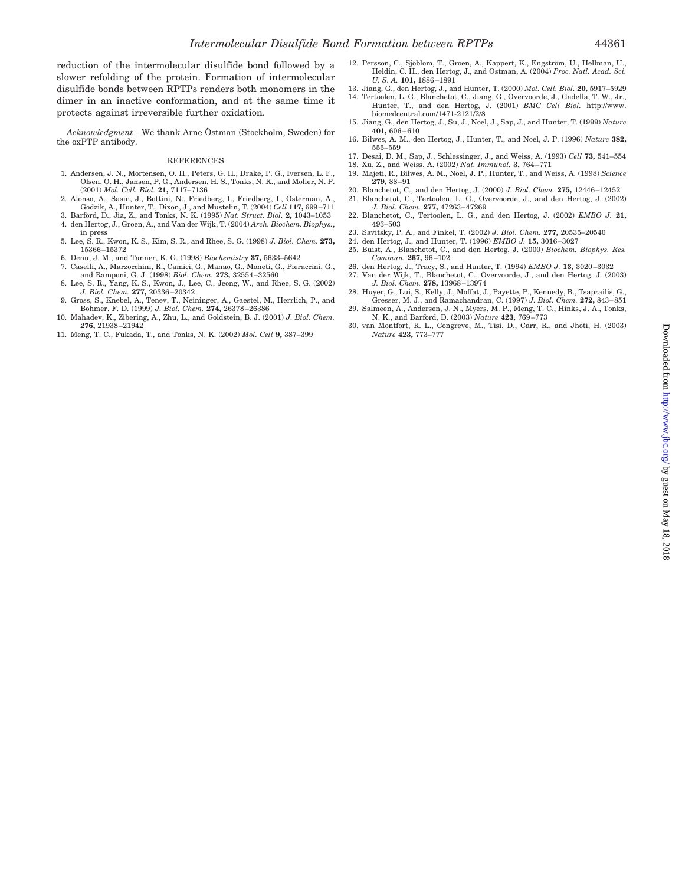reduction of the intermolecular disulfide bond followed by a slower refolding of the protein. Formation of intermolecular disulfide bonds between RPTPs renders both monomers in the dimer in an inactive conformation, and at the same time it protects against irreversible further oxidation.

*Acknowledgment*—We thank Arne Östman (Stockholm, Sweden) for the oxPTP antibody.

## REFERENCES

1. Andersen, J. N., Mortensen, O. H., Peters, G. H., Drake, P. G., Iversen, L. F., Olsen, O. H., Jansen, P. G., Andersen, H. S., Tonks, N. K., and Moller, N. P. (2001) *Mol. Cell. Biol.* **21,** 7117–7136
2. Alonso, A., Sasin, J., Bottini, N., Friedberg, I., Friedberg, I., Osterman, A., Godzik, A., Hunter, T., Dixon, J., and Mustelin, T. (2004) *Cell* **117,** 699–711
3. Barford, D., Jia, Z., and Tonks, N. K. (1995) *Nat. Struct. Biol.* **2,** 1043–1053
4. den Hertog, J., Groen, A., and Van der Wijk, T. (2004) *Arch. Biochem. Biophys.*, in press
5. Lee, S. R., Kwon, K. S., Kim, S. R., and Rhee, S. G. (1998) *J. Biol. Chem.* **273,** 15366–15372
6. Denu, J. M., and Tanner, K. G. (1998) *Biochemistry* **37,** 5633–5642
7. Caselli, A., Marzocchini, R., Camici, G., Manao, G., Moneti, G., Pieraccini, G., and Ramponi, G. J. (1998) *Biol. Chem.* **273,** 32554–32560
8. Lee, S. R., Yang, K. S., Kwon, J., Lee, C., Jeong, W., and Rhee, S. G. (2002) *J. Biol. Chem.* **277,** 20336–20342
9. Gross, S., Knebel, A., Tenev, T., Neininger, A., Gaestel, M., Herrlich, P., and Bohmer, F. D. (1999) *J. Biol. Chem.* **274,** 26378–26386
10. Mahadev, K., Zibering, A., Zhu, L., and Goldstein, B. J. (2001) *J. Biol. Chem.* **276,** 21938–21942
11. Meng, T. C., Fukada, T., and Tonks, N. K. (2002) *Mol. Cell* **9,** 387–399
12. Persson, C., Sjöblom, T., Groen, A., Kappert, K., Engström, U., Hellman, U., Heldin, C. H., den Hertog, J., and Östman, A. (2004) *Proc. Natl. Acad. Sci. U. S. A.* **101,** 1886–1891
13. Jiang, G., den Hertog, J., and Hunter, T. (2000) *Mol. Cell. Biol.* **20,** 5917–5929
14. Tertoolen, L. G., Blanchetot, C., Jiang, G., Overvoorde, J., Gadella, T. W., Jr., Hunter, T., and den Hertog, J. (2001) *BMC Cell Biol.* http://www.biomedcentral.com/1471-2121/2/8
15. Jiang, G., den Hertog, J., Su, J., Noel, J., Sap, J., and Hunter, T. (1999) *Nature* **401,** 606–610
16. Bilwes, A. M., den Hertog, J., Hunter, T., and Noel, J. P. (1996) *Nature* **382,** 555–559
17. Desai, D. M., Sap, J., Schlessinger, J., and Weiss, A. (1993) *Cell* **73,** 541–554
18. Xu, Z., and Weiss, A. (2002) *Nat. Immunol.* **3,** 764–771
19. Majeti, R., Bilwes, A. M., Noel, J. P., Hunter, T., and Weiss, A. (1998) *Science* **279,** 88–91
20. Blanchetot, C., and den Hertog, J. (2000) *J. Biol. Chem.* **275,** 12446–12452
21. Blanchetot, C., Tertoolen, L. G., Overvoorde, J., and den Hertog, J. (2002) *J. Biol. Chem.* **277,** 47263–47269
22. Blanchetot, C., Tertoolen, L. G., and den Hertog, J. (2002) *EMBO J.* **21,** 493–503
23. Savitsky, P. A., and Finkel, T. (2002) *J. Biol. Chem.* **277,** 20535–20540
24. den Hertog, J., and Hunter, T. (1996) *EMBO J.* **15,** 3016–3027
25. Buist, A., Blanchetot, C., and den Hertog, J. (2000) *Biochem. Biophys. Res. Commun.* **267,** 96–102
26. den Hertog, J., Tracy, S., and Hunter, T. (1994) *EMBO J.* **13,** 3020–3032
27. Van der Wijk, T., Blanchetot, C., Overvoorde, J., and den Hertog, J. (2003) *J. Biol. Chem.* **278,** 13968–13974
28. Huyer, G., Lui, S., Kelly, J., Moffat, J., Payette, P., Kennedy, B., Tsaprailis, G., Gresser, M. J., and Ramachandran, C. (1997) *J. Biol. Chem.* **272,** 843–851
29. Salmeen, A., Andersen, J. N., Myers, M. P., Meng, T. C., Hinks, J. A., Tonks, N. K., and Barford, D. (2003) *Nature* **423,** 769–773
30. van Montfort, R. L., Congreve, M., Tisi, D., Carr, R., and Jhoti, H. (2003) *Nature* **423,** 773–777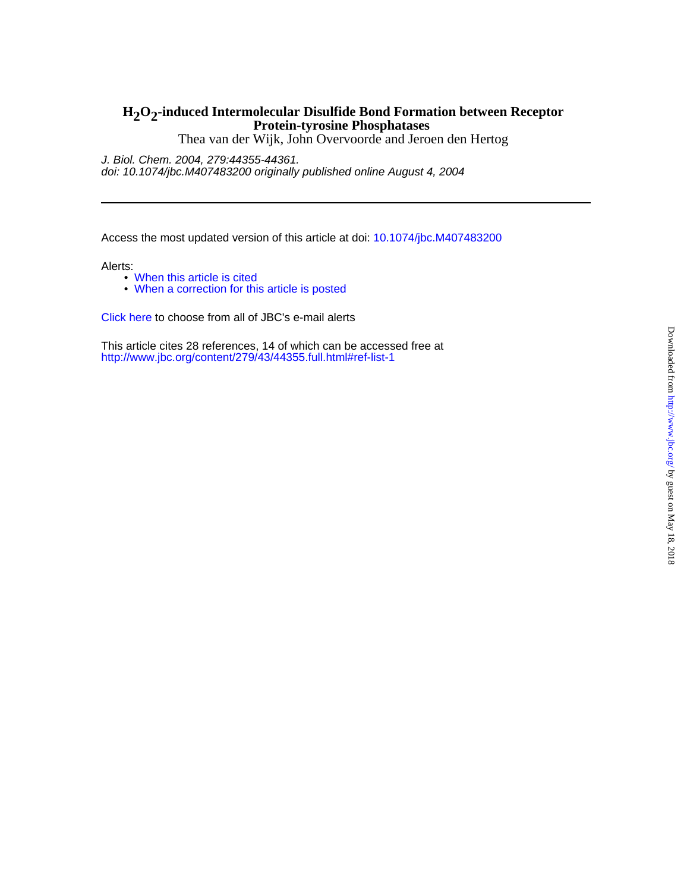# $H_2O_2$-induced Intermolecular Disulfide Bond Formation between Receptor Protein-tyrosine Phosphatases

Thea van der Wijk, John Overvoorde and Jeroen den Hertog

*J. Biol. Chem. 2004, 279:44355-44361.*
*doi: 10.1074/jbc.M407483200 originally published online August 4, 2004*

---

Access the most updated version of this article at doi: 10.1074/jbc.M407483200

Alerts:

- When this article is cited
- When a correction for this article is posted

Click here to choose from all of JBC's e-mail alerts

This article cites 28 references, 14 of which can be accessed free at
http://www.jbc.org/content/279/43/44355.full.html#ref-list-1